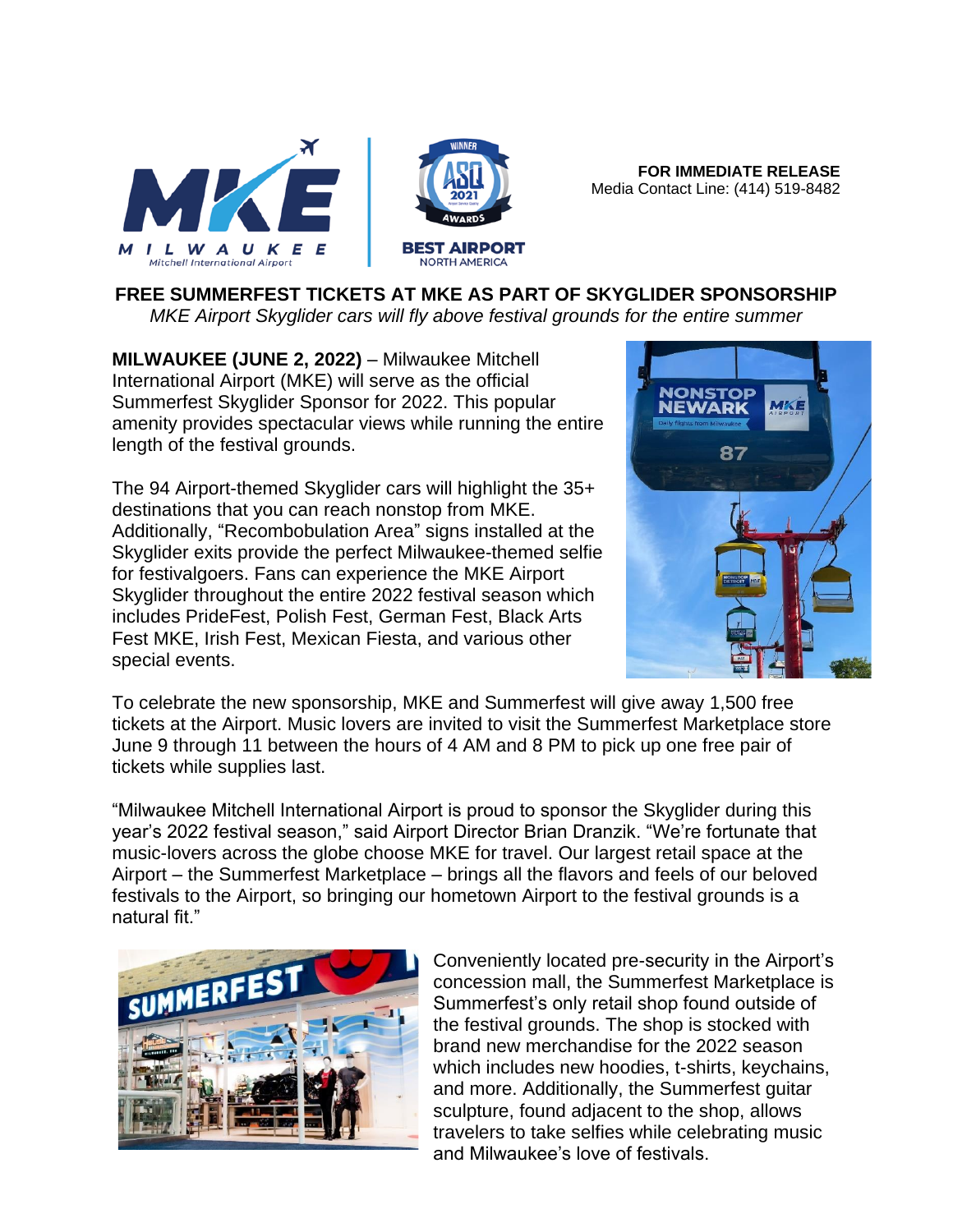FOR IMMEDIATE RELEASE
Media Contact Line: (414) 519-8482

# FREE SUMMERFEST TICKETS AT MKE AS PART OF SKYGLIDER SPONSORSHIP

*MKE Airport Skyglider cars will fly above festival grounds for the entire summer*

**MILWAUKEE (JUNE 2, 2022)** – Milwaukee Mitchell International Airport (MKE) will serve as the official Summerfest Skyglider Sponsor for 2022. This popular amenity provides spectacular views while running the entire length of the festival grounds.

The 94 Airport-themed Skyglider cars will highlight the 35+ destinations that you can reach nonstop from MKE. Additionally, "Recombobulation Area" signs installed at the Skyglider exits provide the perfect Milwaukee-themed selfie for festivalgoers. Fans can experience the MKE Airport Skyglider throughout the entire 2022 festival season which includes PrideFest, Polish Fest, German Fest, Black Arts Fest MKE, Irish Fest, Mexican Fiesta, and various other special events.

To celebrate the new sponsorship, MKE and Summerfest will give away 1,500 free tickets at the Airport. Music lovers are invited to visit the Summerfest Marketplace store June 9 through 11 between the hours of 4 AM and 8 PM to pick up one free pair of tickets while supplies last.

"Milwaukee Mitchell International Airport is proud to sponsor the Skyglider during this year's 2022 festival season," said Airport Director Brian Dranzik. "We're fortunate that music-lovers across the globe choose MKE for travel. Our largest retail space at the Airport – the Summerfest Marketplace – brings all the flavors and feels of our beloved festivals to the Airport, so bringing our hometown Airport to the festival grounds is a natural fit."

Conveniently located pre-security in the Airport's concession mall, the Summerfest Marketplace is Summerfest's only retail shop found outside of the festival grounds. The shop is stocked with brand new merchandise for the 2022 season which includes new hoodies, t-shirts, keychains, and more. Additionally, the Summerfest guitar sculpture, found adjacent to the shop, allows travelers to take selfies while celebrating music and Milwaukee's love of festivals.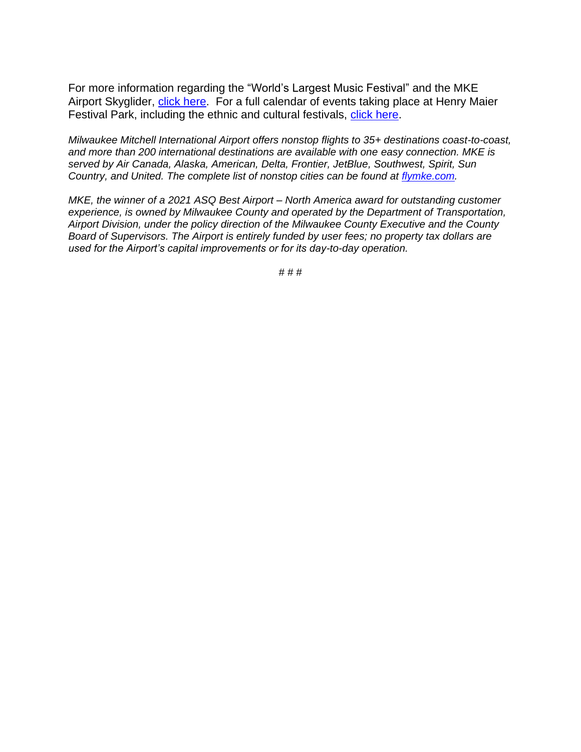For more information regarding the "World's Largest Music Festival" and the MKE Airport Skyglider, click here. For a full calendar of events taking place at Henry Maier Festival Park, including the ethnic and cultural festivals, click here.

*Milwaukee Mitchell International Airport offers nonstop flights to 35+ destinations coast-to-coast, and more than 200 international destinations are available with one easy connection. MKE is served by Air Canada, Alaska, American, Delta, Frontier, JetBlue, Southwest, Spirit, Sun Country, and United. The complete list of nonstop cities can be found at flymke.com.*

*MKE, the winner of a 2021 ASQ Best Airport – North America award for outstanding customer experience, is owned by Milwaukee County and operated by the Department of Transportation, Airport Division, under the policy direction of the Milwaukee County Executive and the County Board of Supervisors. The Airport is entirely funded by user fees; no property tax dollars are used for the Airport's capital improvements or for its day-to-day operation.*

# # #